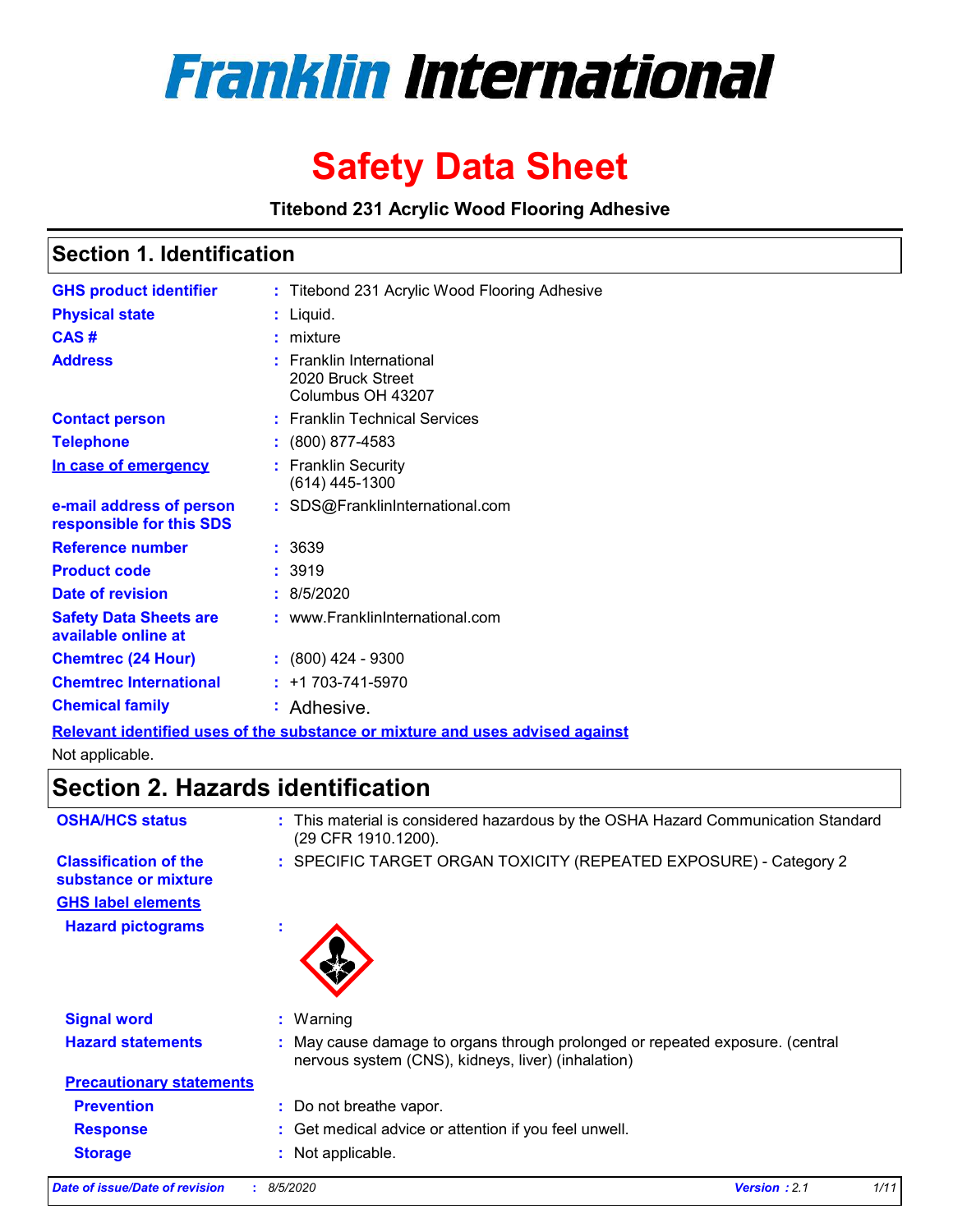# Franklin International

# Safety Data Sheet

**Titebond 231 Acrylic Wood Flooring Adhesive**

## Section 1. Identification

| | |
|---|---|
| **GHS product identifier** | : Titebond 231 Acrylic Wood Flooring Adhesive |
| **Physical state** | : Liquid. |
| **CAS #** | : mixture |
| **Address** | : Franklin International<br>2020 Bruck Street<br>Columbus OH 43207 |
| **Contact person** | : Franklin Technical Services |
| **Telephone** | : (800) 877-4583 |
| **In case of emergency** | : Franklin Security<br>(614) 445-1300 |
| **e-mail address of person responsible for this SDS** | : SDS@FranklinInternational.com |
| **Reference number** | : 3639 |
| **Product code** | : 3919 |
| **Date of revision** | : 8/5/2020 |
| **Safety Data Sheets are available online at** | : www.FranklinInternational.com |
| **Chemtrec (24 Hour)** | : (800) 424 - 9300 |
| **Chemtrec International** | : +1 703-741-5970 |
| **Chemical family** | : Adhesive. |

**Relevant identified uses of the substance or mixture and uses advised against**

Not applicable.

## Section 2. Hazards identification

| | |
|---|---|
| **OSHA/HCS status** | : This material is considered hazardous by the OSHA Hazard Communication Standard (29 CFR 1910.1200). |
| **Classification of the substance or mixture** | : SPECIFIC TARGET ORGAN TOXICITY (REPEATED EXPOSURE) - Category 2 |

**GHS label elements**

| | |
|---|---|
| **Hazard pictograms** | : |
| **Signal word** | : Warning |
| **Hazard statements** | : May cause damage to organs through prolonged or repeated exposure. (central nervous system (CNS), kidneys, liver) (inhalation) |

**Precautionary statements**

| | |
|---|---|
| **Prevention** | : Do not breathe vapor. |
| **Response** | : Get medical advice or attention if you feel unwell. |
| **Storage** | : Not applicable. |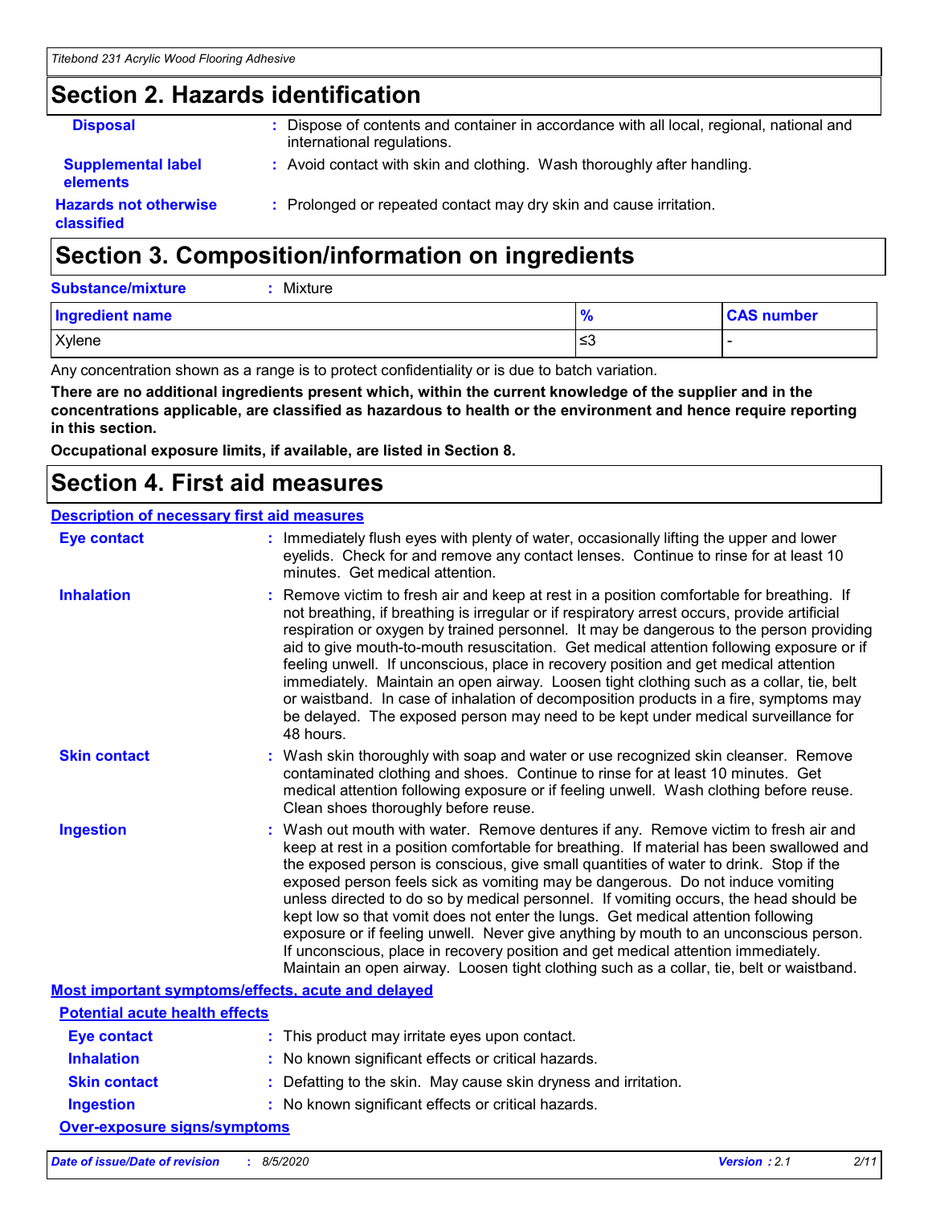## Section 2. Hazards identification

**Disposal** : Dispose of contents and container in accordance with all local, regional, national and international regulations.

**Supplemental label elements** : Avoid contact with skin and clothing. Wash thoroughly after handling.

**Hazards not otherwise classified** : Prolonged or repeated contact may dry skin and cause irritation.

## Section 3. Composition/information on ingredients

**Substance/mixture** : Mixture

| Ingredient name | % | CAS number |
| --- | --- | --- |
| Xylene | ≤3 | - |

Any concentration shown as a range is to protect confidentiality or is due to batch variation.

**There are no additional ingredients present which, within the current knowledge of the supplier and in the concentrations applicable, are classified as hazardous to health or the environment and hence require reporting in this section.**

**Occupational exposure limits, if available, are listed in Section 8.**

## Section 4. First aid measures

### Description of necessary first aid measures

**Eye contact** : Immediately flush eyes with plenty of water, occasionally lifting the upper and lower eyelids. Check for and remove any contact lenses. Continue to rinse for at least 10 minutes. Get medical attention.

**Inhalation** : Remove victim to fresh air and keep at rest in a position comfortable for breathing. If not breathing, if breathing is irregular or if respiratory arrest occurs, provide artificial respiration or oxygen by trained personnel. It may be dangerous to the person providing aid to give mouth-to-mouth resuscitation. Get medical attention following exposure or if feeling unwell. If unconscious, place in recovery position and get medical attention immediately. Maintain an open airway. Loosen tight clothing such as a collar, tie, belt or waistband. In case of inhalation of decomposition products in a fire, symptoms may be delayed. The exposed person may need to be kept under medical surveillance for 48 hours.

**Skin contact** : Wash skin thoroughly with soap and water or use recognized skin cleanser. Remove contaminated clothing and shoes. Continue to rinse for at least 10 minutes. Get medical attention following exposure or if feeling unwell. Wash clothing before reuse. Clean shoes thoroughly before reuse.

**Ingestion** : Wash out mouth with water. Remove dentures if any. Remove victim to fresh air and keep at rest in a position comfortable for breathing. If material has been swallowed and the exposed person is conscious, give small quantities of water to drink. Stop if the exposed person feels sick as vomiting may be dangerous. Do not induce vomiting unless directed to do so by medical personnel. If vomiting occurs, the head should be kept low so that vomit does not enter the lungs. Get medical attention following exposure or if feeling unwell. Never give anything by mouth to an unconscious person. If unconscious, place in recovery position and get medical attention immediately. Maintain an open airway. Loosen tight clothing such as a collar, tie, belt or waistband.

### Most important symptoms/effects, acute and delayed

#### Potential acute health effects

**Eye contact** : This product may irritate eyes upon contact.

**Inhalation** : No known significant effects or critical hazards.

**Skin contact** : Defatting to the skin. May cause skin dryness and irritation.

**Ingestion** : No known significant effects or critical hazards.

#### Over-exposure signs/symptoms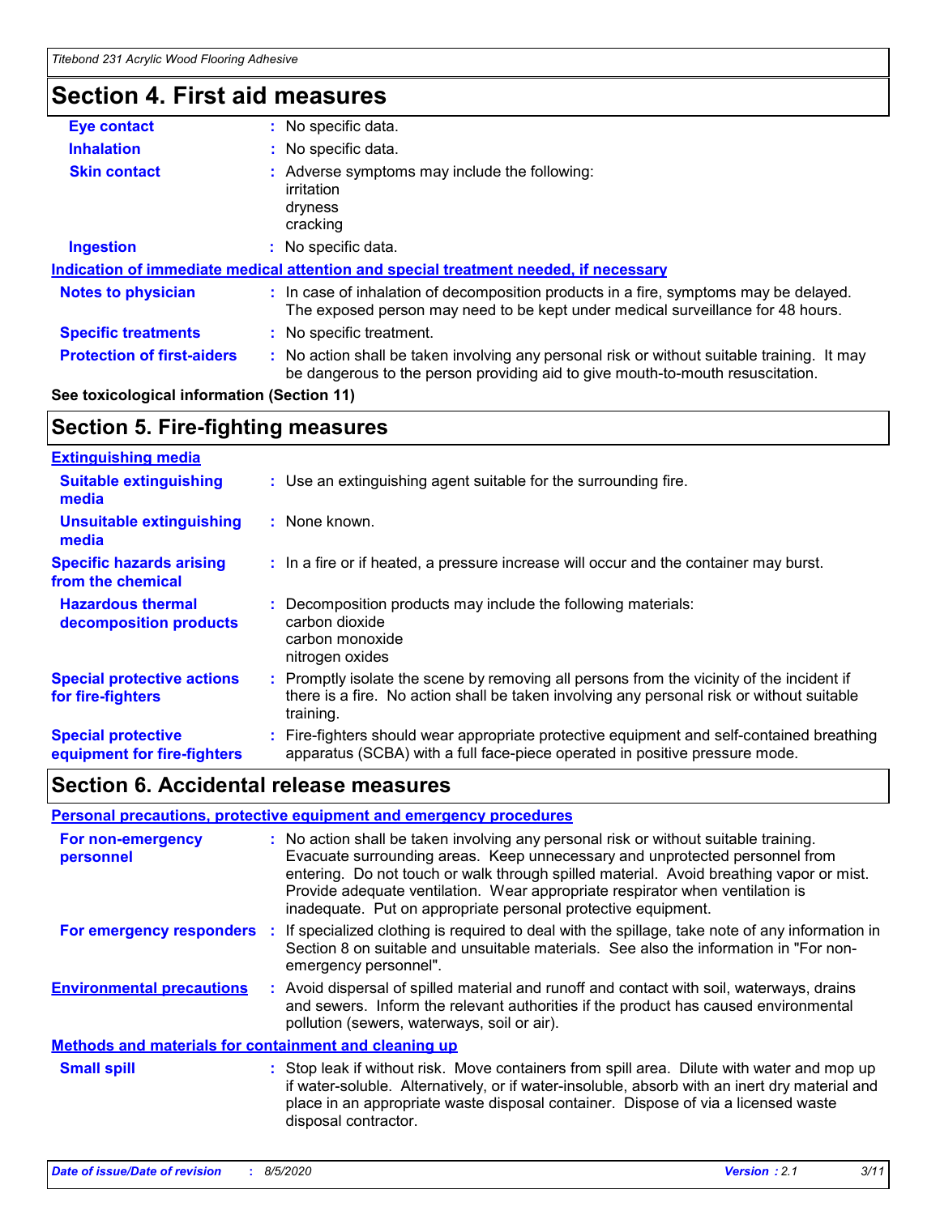## Section 4. First aid measures

**Eye contact** : No specific data.

**Inhalation** : No specific data.

**Skin contact** : Adverse symptoms may include the following:
irritation
dryness
cracking

**Ingestion** : No specific data.

**Indication of immediate medical attention and special treatment needed, if necessary**

**Notes to physician** : In case of inhalation of decomposition products in a fire, symptoms may be delayed. The exposed person may need to be kept under medical surveillance for 48 hours.

**Specific treatments** : No specific treatment.

**Protection of first-aiders** : No action shall be taken involving any personal risk or without suitable training. It may be dangerous to the person providing aid to give mouth-to-mouth resuscitation.

**See toxicological information (Section 11)**

## Section 5. Fire-fighting measures

**Extinguishing media**

**Suitable extinguishing media** : Use an extinguishing agent suitable for the surrounding fire.

**Unsuitable extinguishing media** : None known.

**Specific hazards arising from the chemical** : In a fire or if heated, a pressure increase will occur and the container may burst.

**Hazardous thermal decomposition products** : Decomposition products may include the following materials:
carbon dioxide
carbon monoxide
nitrogen oxides

**Special protective actions for fire-fighters** : Promptly isolate the scene by removing all persons from the vicinity of the incident if there is a fire. No action shall be taken involving any personal risk or without suitable training.

**Special protective equipment for fire-fighters** : Fire-fighters should wear appropriate protective equipment and self-contained breathing apparatus (SCBA) with a full face-piece operated in positive pressure mode.

## Section 6. Accidental release measures

**Personal precautions, protective equipment and emergency procedures**

**For non-emergency personnel** : No action shall be taken involving any personal risk or without suitable training. Evacuate surrounding areas. Keep unnecessary and unprotected personnel from entering. Do not touch or walk through spilled material. Avoid breathing vapor or mist. Provide adequate ventilation. Wear appropriate respirator when ventilation is inadequate. Put on appropriate personal protective equipment.

**For emergency responders** : If specialized clothing is required to deal with the spillage, take note of any information in Section 8 on suitable and unsuitable materials. See also the information in "For non-emergency personnel".

**Environmental precautions** : Avoid dispersal of spilled material and runoff and contact with soil, waterways, drains and sewers. Inform the relevant authorities if the product has caused environmental pollution (sewers, waterways, soil or air).

**Methods and materials for containment and cleaning up**

**Small spill** : Stop leak if without risk. Move containers from spill area. Dilute with water and mop up if water-soluble. Alternatively, or if water-insoluble, absorb with an inert dry material and place in an appropriate waste disposal container. Dispose of via a licensed waste disposal contractor.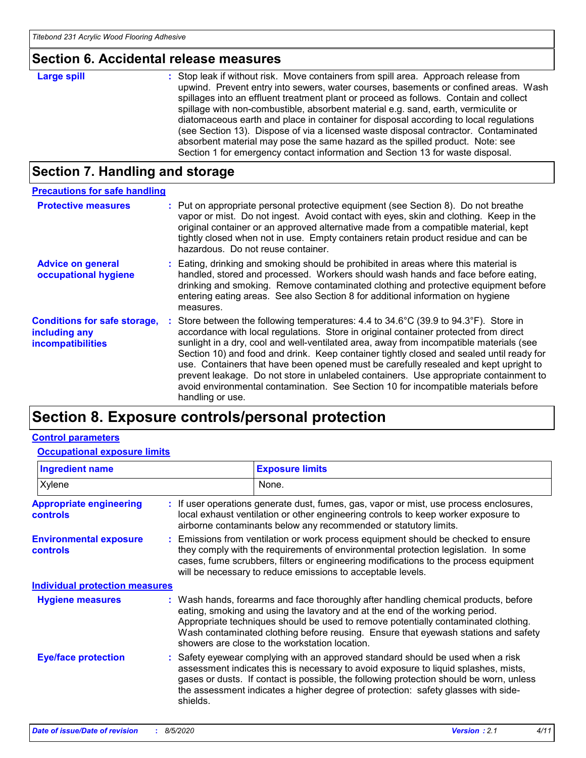## Section 6. Accidental release measures

**Large spill** : Stop leak if without risk. Move containers from spill area. Approach release from upwind. Prevent entry into sewers, water courses, basements or confined areas. Wash spillages into an effluent treatment plant or proceed as follows. Contain and collect spillage with non-combustible, absorbent material e.g. sand, earth, vermiculite or diatomaceous earth and place in container for disposal according to local regulations (see Section 13). Dispose of via a licensed waste disposal contractor. Contaminated absorbent material may pose the same hazard as the spilled product. Note: see Section 1 for emergency contact information and Section 13 for waste disposal.

## Section 7. Handling and storage

### Precautions for safe handling

**Protective measures** : Put on appropriate personal protective equipment (see Section 8). Do not breathe vapor or mist. Do not ingest. Avoid contact with eyes, skin and clothing. Keep in the original container or an approved alternative made from a compatible material, kept tightly closed when not in use. Empty containers retain product residue and can be hazardous. Do not reuse container.

**Advice on general occupational hygiene** : Eating, drinking and smoking should be prohibited in areas where this material is handled, stored and processed. Workers should wash hands and face before eating, drinking and smoking. Remove contaminated clothing and protective equipment before entering eating areas. See also Section 8 for additional information on hygiene measures.

**Conditions for safe storage, including any incompatibilities** : Store between the following temperatures: 4.4 to 34.6°C (39.9 to 94.3°F). Store in accordance with local regulations. Store in original container protected from direct sunlight in a dry, cool and well-ventilated area, away from incompatible materials (see Section 10) and food and drink. Keep container tightly closed and sealed until ready for use. Containers that have been opened must be carefully resealed and kept upright to prevent leakage. Do not store in unlabeled containers. Use appropriate containment to avoid environmental contamination. See Section 10 for incompatible materials before handling or use.

## Section 8. Exposure controls/personal protection

### Control parameters

#### Occupational exposure limits

| Ingredient name | Exposure limits |
|---|---|
| Xylene | None. |

**Appropriate engineering controls** : If user operations generate dust, fumes, gas, vapor or mist, use process enclosures, local exhaust ventilation or other engineering controls to keep worker exposure to airborne contaminants below any recommended or statutory limits.

**Environmental exposure controls** : Emissions from ventilation or work process equipment should be checked to ensure they comply with the requirements of environmental protection legislation. In some cases, fume scrubbers, filters or engineering modifications to the process equipment will be necessary to reduce emissions to acceptable levels.

### Individual protection measures

**Hygiene measures** : Wash hands, forearms and face thoroughly after handling chemical products, before eating, smoking and using the lavatory and at the end of the working period. Appropriate techniques should be used to remove potentially contaminated clothing. Wash contaminated clothing before reusing. Ensure that eyewash stations and safety showers are close to the workstation location.

**Eye/face protection** : Safety eyewear complying with an approved standard should be used when a risk assessment indicates this is necessary to avoid exposure to liquid splashes, mists, gases or dusts. If contact is possible, the following protection should be worn, unless the assessment indicates a higher degree of protection: safety glasses with side-shields.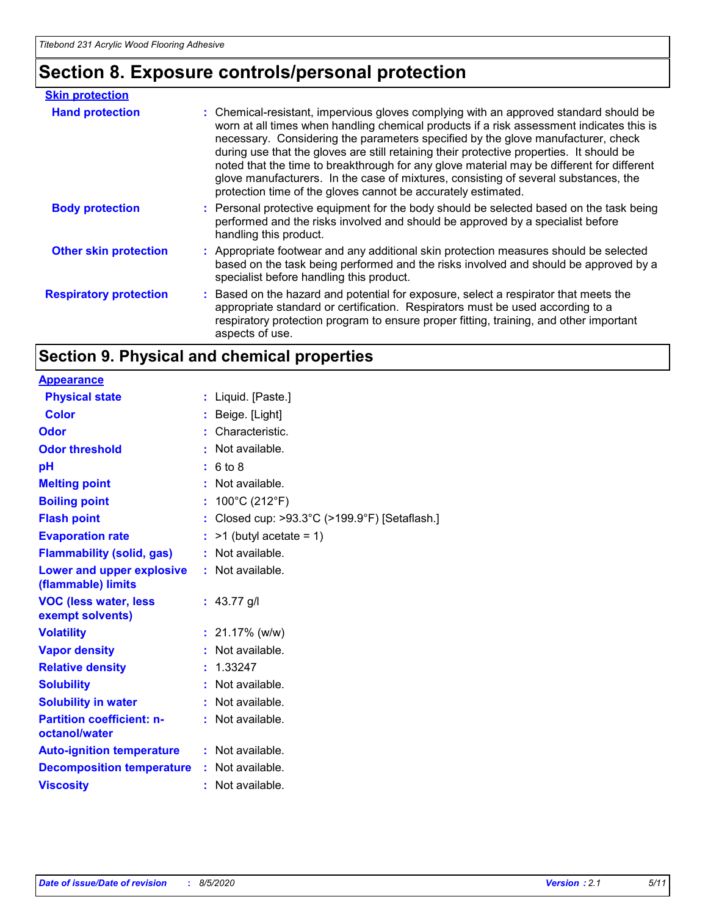# Section 8. Exposure controls/personal protection

**Skin protection**

| | |
|---|---|
| **Hand protection** | : Chemical-resistant, impervious gloves complying with an approved standard should be worn at all times when handling chemical products if a risk assessment indicates this is necessary. Considering the parameters specified by the glove manufacturer, check during use that the gloves are still retaining their protective properties. It should be noted that the time to breakthrough for any glove material may be different for different glove manufacturers. In the case of mixtures, consisting of several substances, the protection time of the gloves cannot be accurately estimated. |
| **Body protection** | : Personal protective equipment for the body should be selected based on the task being performed and the risks involved and should be approved by a specialist before handling this product. |
| **Other skin protection** | : Appropriate footwear and any additional skin protection measures should be selected based on the task being performed and the risks involved and should be approved by a specialist before handling this product. |
| **Respiratory protection** | : Based on the hazard and potential for exposure, select a respirator that meets the appropriate standard or certification. Respirators must be used according to a respiratory protection program to ensure proper fitting, training, and other important aspects of use. |

# Section 9. Physical and chemical properties

**Appearance**

| | |
|---|---|
| **Physical state** | : Liquid. [Paste.] |
| **Color** | : Beige. [Light] |
| **Odor** | : Characteristic. |
| **Odor threshold** | : Not available. |
| **pH** | : 6 to 8 |
| **Melting point** | : Not available. |
| **Boiling point** | : 100°C (212°F) |
| **Flash point** | : Closed cup: >93.3°C (>199.9°F) [Setaflash.] |
| **Evaporation rate** | : >1 (butyl acetate = 1) |
| **Flammability (solid, gas)** | : Not available. |
| **Lower and upper explosive (flammable) limits** | : Not available. |
| **VOC (less water, less exempt solvents)** | : 43.77 g/l |
| **Volatility** | : 21.17% (w/w) |
| **Vapor density** | : Not available. |
| **Relative density** | : 1.33247 |
| **Solubility** | : Not available. |
| **Solubility in water** | : Not available. |
| **Partition coefficient: n-octanol/water** | : Not available. |
| **Auto-ignition temperature** | : Not available. |
| **Decomposition temperature** | : Not available. |
| **Viscosity** | : Not available. |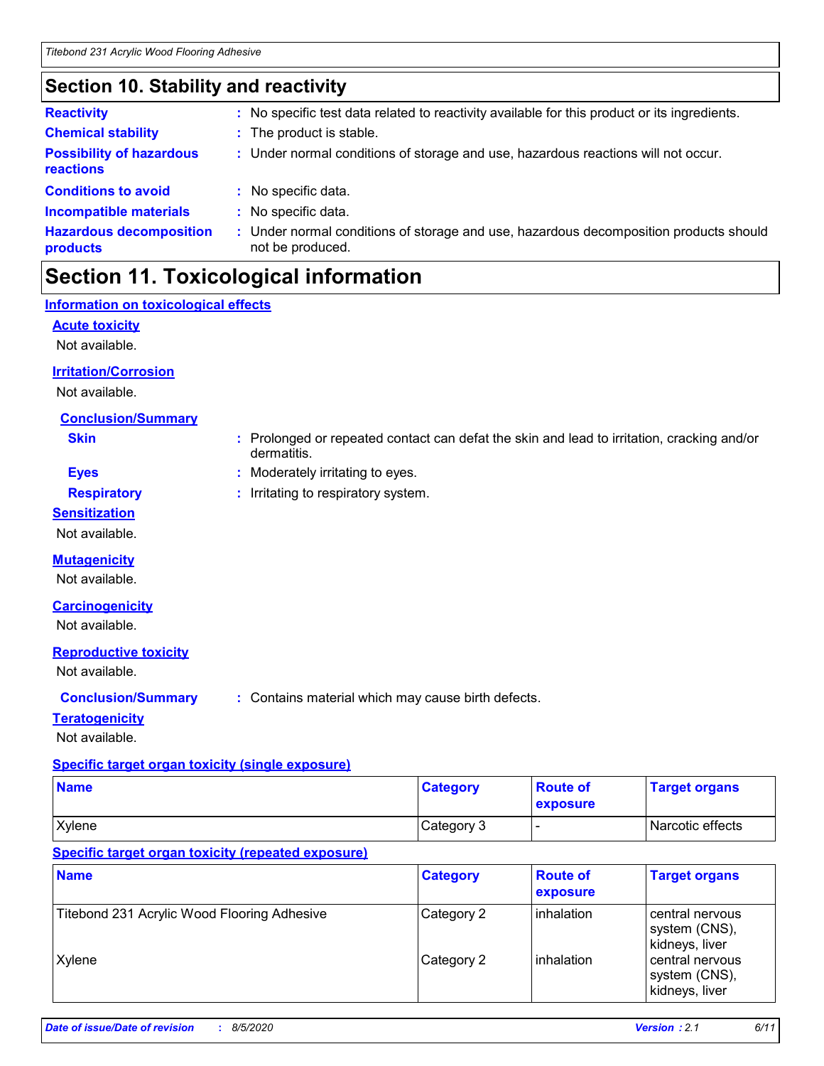## Section 10. Stability and reactivity

**Reactivity** : No specific test data related to reactivity available for this product or its ingredients.

**Chemical stability** : The product is stable.

**Possibility of hazardous reactions** : Under normal conditions of storage and use, hazardous reactions will not occur.

**Conditions to avoid** : No specific data.

**Incompatible materials** : No specific data.

**Hazardous decomposition products** : Under normal conditions of storage and use, hazardous decomposition products should not be produced.

## Section 11. Toxicological information

### Information on toxicological effects

#### Acute toxicity

Not available.

#### Irritation/Corrosion

Not available.

**Conclusion/Summary**

**Skin** : Prolonged or repeated contact can defat the skin and lead to irritation, cracking and/or dermatitis.

**Eyes** : Moderately irritating to eyes.

**Respiratory** : Irritating to respiratory system.

#### Sensitization

Not available.

#### Mutagenicity

Not available.

#### Carcinogenicity

Not available.

#### Reproductive toxicity

Not available.

**Conclusion/Summary** : Contains material which may cause birth defects.

#### Teratogenicity

Not available.

#### Specific target organ toxicity (single exposure)

| Name | Category | Route of exposure | Target organs |
|---|---|---|---|
| Xylene | Category 3 | - | Narcotic effects |

#### Specific target organ toxicity (repeated exposure)

| Name | Category | Route of exposure | Target organs |
|---|---|---|---|
| Titebond 231 Acrylic Wood Flooring Adhesive | Category 2 | inhalation | central nervous system (CNS), kidneys, liver |
| Xylene | Category 2 | inhalation | central nervous system (CNS), kidneys, liver |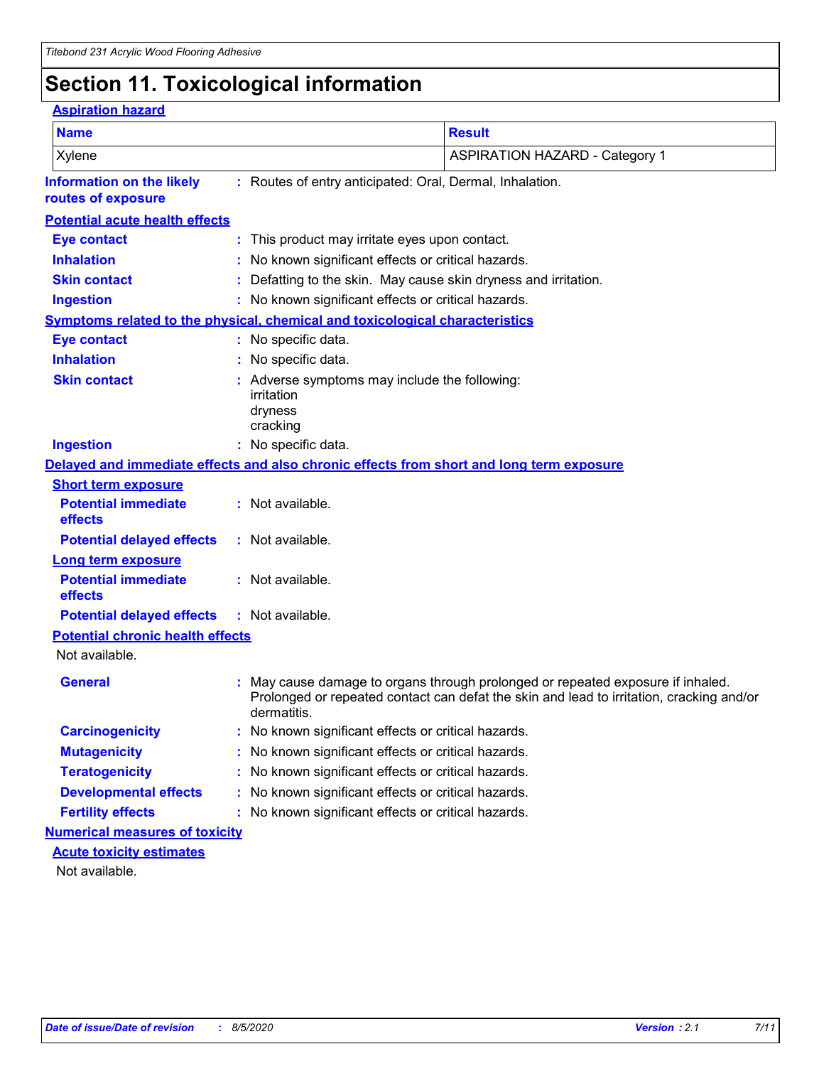# Section 11. Toxicological information

**Aspiration hazard**

| Name | Result |
| --- | --- |
| Xylene | ASPIRATION HAZARD - Category 1 |

**Information on the likely routes of exposure** : Routes of entry anticipated: Oral, Dermal, Inhalation.

**Potential acute health effects**

**Eye contact** : This product may irritate eyes upon contact.

**Inhalation** : No known significant effects or critical hazards.

**Skin contact** : Defatting to the skin. May cause skin dryness and irritation.

**Ingestion** : No known significant effects or critical hazards.

**Symptoms related to the physical, chemical and toxicological characteristics**

**Eye contact** : No specific data.

**Inhalation** : No specific data.

**Skin contact** : Adverse symptoms may include the following:
irritation
dryness
cracking

**Ingestion** : No specific data.

**Delayed and immediate effects and also chronic effects from short and long term exposure**

**Short term exposure**

**Potential immediate effects** : Not available.

**Potential delayed effects** : Not available.

**Long term exposure**

**Potential immediate effects** : Not available.

**Potential delayed effects** : Not available.

**Potential chronic health effects**

Not available.

**General** : May cause damage to organs through prolonged or repeated exposure if inhaled. Prolonged or repeated contact can defat the skin and lead to irritation, cracking and/or dermatitis.

**Carcinogenicity** : No known significant effects or critical hazards.

**Mutagenicity** : No known significant effects or critical hazards.

**Teratogenicity** : No known significant effects or critical hazards.

**Developmental effects** : No known significant effects or critical hazards.

**Fertility effects** : No known significant effects or critical hazards.

**Numerical measures of toxicity**

**Acute toxicity estimates**

Not available.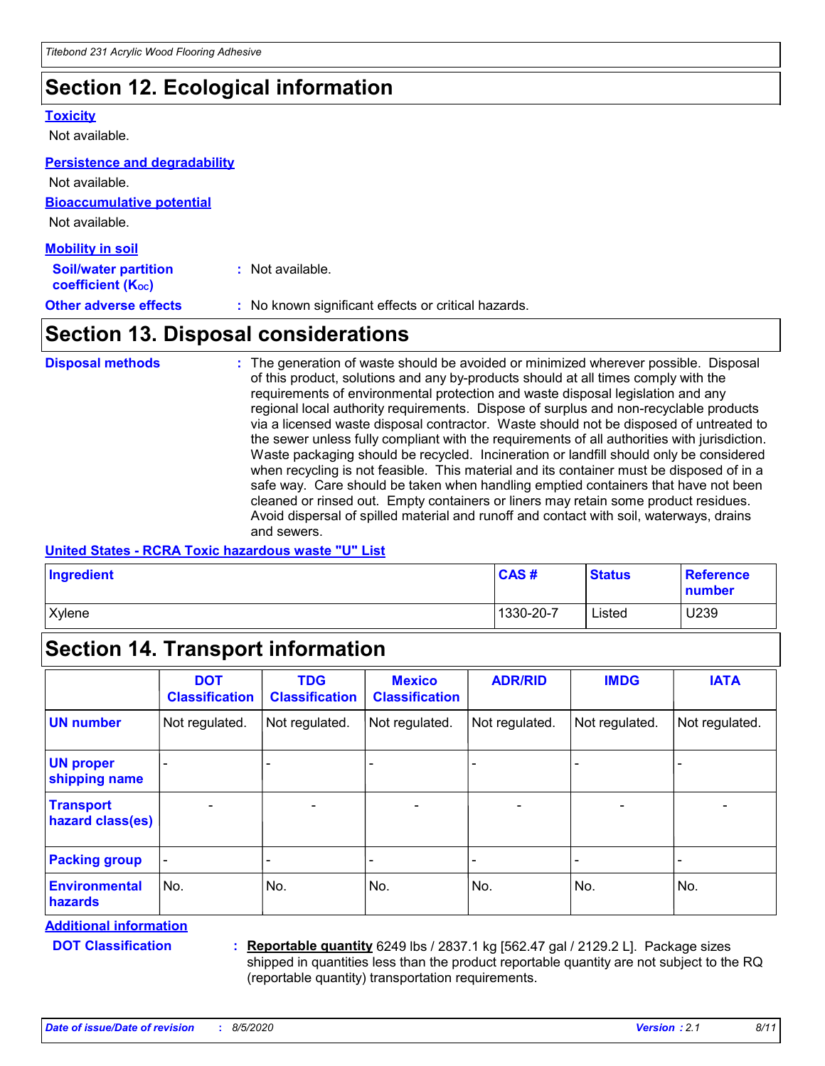## Section 12. Ecological information

**Toxicity**

Not available.

**Persistence and degradability**

Not available.

**Bioaccumulative potential**

Not available.

**Mobility in soil**

**Soil/water partition coefficient ($K_{OC}$)** : Not available.

**Other adverse effects** : No known significant effects or critical hazards.

## Section 13. Disposal considerations

**Disposal methods** : The generation of waste should be avoided or minimized wherever possible. Disposal of this product, solutions and any by-products should at all times comply with the requirements of environmental protection and waste disposal legislation and any regional local authority requirements. Dispose of surplus and non-recyclable products via a licensed waste disposal contractor. Waste should not be disposed of untreated to the sewer unless fully compliant with the requirements of all authorities with jurisdiction. Waste packaging should be recycled. Incineration or landfill should only be considered when recycling is not feasible. This material and its container must be disposed of in a safe way. Care should be taken when handling emptied containers that have not been cleaned or rinsed out. Empty containers or liners may retain some product residues. Avoid dispersal of spilled material and runoff and contact with soil, waterways, drains and sewers.

**United States - RCRA Toxic hazardous waste "U" List**

| Ingredient | CAS # | Status | Reference number |
|---|---|---|---|
| Xylene | 1330-20-7 | Listed | U239 |

## Section 14. Transport information

| | DOT Classification | TDG Classification | Mexico Classification | ADR/RID | IMDG | IATA |
|---|---|---|---|---|---|---|
| **UN number** | Not regulated. | Not regulated. | Not regulated. | Not regulated. | Not regulated. | Not regulated. |
| **UN proper shipping name** | - | - | - | - | - | - |
| **Transport hazard class(es)** | - | - | - | - | - | - |
| **Packing group** | - | - | - | - | - | - |
| **Environmental hazards** | No. | No. | No. | No. | No. | No. |

**Additional information**

**DOT Classification** : **Reportable quantity** 6249 lbs / 2837.1 kg [562.47 gal / 2129.2 L]. Package sizes shipped in quantities less than the product reportable quantity are not subject to the RQ (reportable quantity) transportation requirements.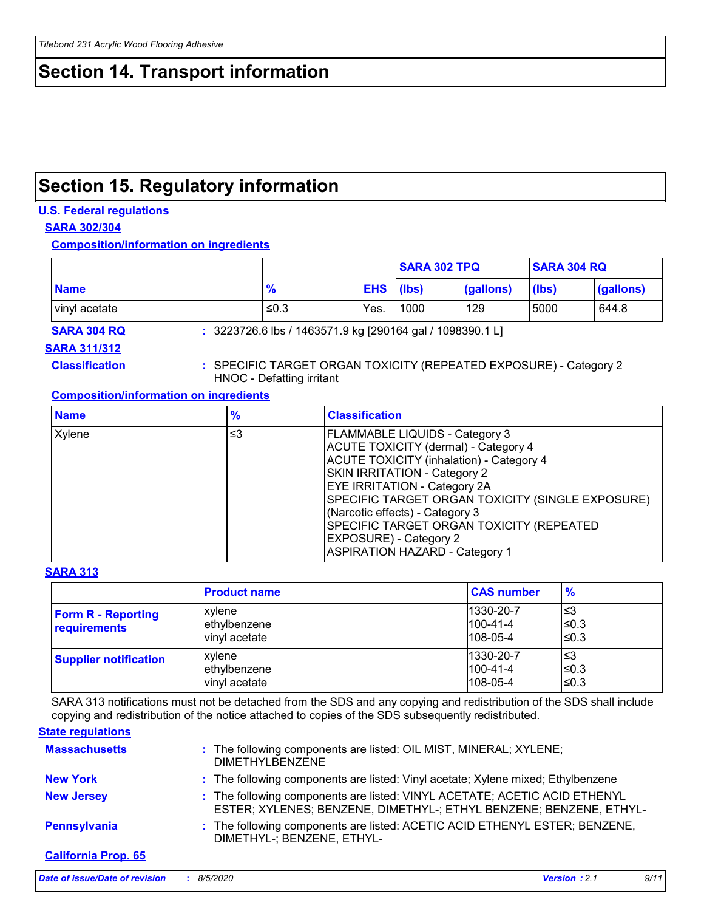## Section 14. Transport information

## Section 15. Regulatory information

### U.S. Federal regulations

**SARA 302/304**

**Composition/information on ingredients**

| | | | SARA 302 TPQ | | SARA 304 RQ | |
|---|---|---|---|---|---|---|
| **Name** | **%** | **EHS** | **(lbs)** | **(gallons)** | **(lbs)** | **(gallons)** |
| vinyl acetate | ≤0.3 | Yes. | 1000 | 129 | 5000 | 644.8 |

**SARA 304 RQ** : 3223726.6 lbs / 1463571.9 kg [290164 gal / 1098390.1 L]

**SARA 311/312**

**Classification** : SPECIFIC TARGET ORGAN TOXICITY (REPEATED EXPOSURE) - Category 2
HNOC - Defatting irritant

**Composition/information on ingredients**

| Name | % | Classification |
|---|---|---|
| Xylene | ≤3 | FLAMMABLE LIQUIDS - Category 3<br>ACUTE TOXICITY (dermal) - Category 4<br>ACUTE TOXICITY (inhalation) - Category 4<br>SKIN IRRITATION - Category 2<br>EYE IRRITATION - Category 2A<br>SPECIFIC TARGET ORGAN TOXICITY (SINGLE EXPOSURE) (Narcotic effects) - Category 3<br>SPECIFIC TARGET ORGAN TOXICITY (REPEATED EXPOSURE) - Category 2<br>ASPIRATION HAZARD - Category 1 |

**SARA 313**

| | Product name | CAS number | % |
|---|---|---|---|
| **Form R - Reporting requirements** | xylene<br>ethylbenzene<br>vinyl acetate | 1330-20-7<br>100-41-4<br>108-05-4 | ≤3<br>≤0.3<br>≤0.3 |
| **Supplier notification** | xylene<br>ethylbenzene<br>vinyl acetate | 1330-20-7<br>100-41-4<br>108-05-4 | ≤3<br>≤0.3<br>≤0.3 |

SARA 313 notifications must not be detached from the SDS and any copying and redistribution of the SDS shall include copying and redistribution of the notice attached to copies of the SDS subsequently redistributed.

### State regulations

**Massachusetts** : The following components are listed: OIL MIST, MINERAL; XYLENE; DIMETHYLBENZENE

**New York** : The following components are listed: Vinyl acetate; Xylene mixed; Ethylbenzene

**New Jersey** : The following components are listed: VINYL ACETATE; ACETIC ACID ETHENYL ESTER; XYLENES; BENZENE, DIMETHYL-; ETHYL BENZENE; BENZENE, ETHYL-

**Pennsylvania** : The following components are listed: ACETIC ACID ETHENYL ESTER; BENZENE, DIMETHYL-; BENZENE, ETHYL-

**California Prop. 65**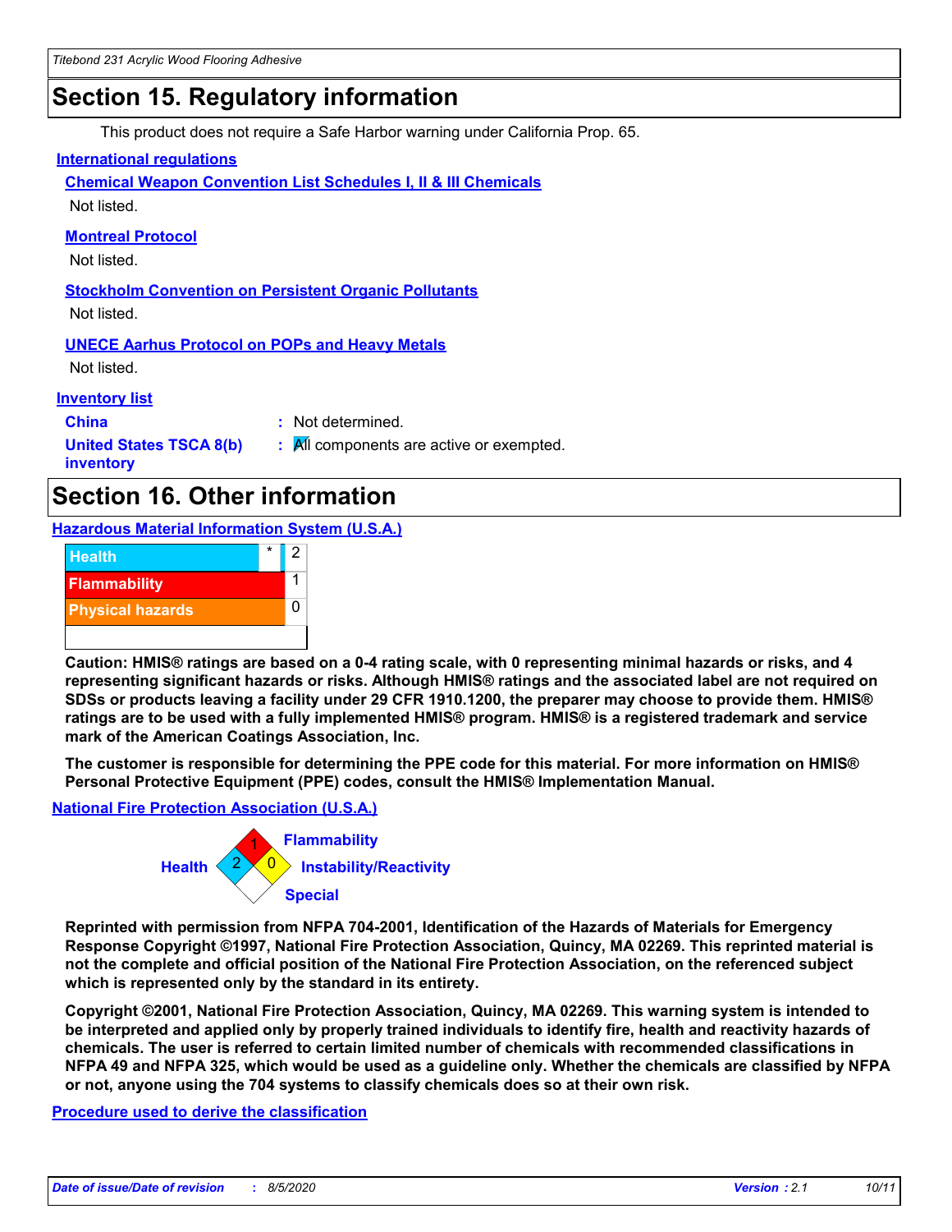# Section 15. Regulatory information

This product does not require a Safe Harbor warning under California Prop. 65.

**International regulations**

**Chemical Weapon Convention List Schedules I, II & III Chemicals**

Not listed.

**Montreal Protocol**

Not listed.

**Stockholm Convention on Persistent Organic Pollutants**

Not listed.

**UNECE Aarhus Protocol on POPs and Heavy Metals**

Not listed.

**Inventory list**

**China** : Not determined.

**United States TSCA 8(b) inventory** : All components are active or exempted.

# Section 16. Other information

**Hazardous Material Information System (U.S.A.)**

| | | |
|---|---|---|
| Health | * | 2 |
| Flammability | | 1 |
| Physical hazards | | 0 |

**Caution: HMIS® ratings are based on a 0-4 rating scale, with 0 representing minimal hazards or risks, and 4 representing significant hazards or risks. Although HMIS® ratings and the associated label are not required on SDSs or products leaving a facility under 29 CFR 1910.1200, the preparer may choose to provide them. HMIS® ratings are to be used with a fully implemented HMIS® program. HMIS® is a registered trademark and service mark of the American Coatings Association, Inc.**

**The customer is responsible for determining the PPE code for this material. For more information on HMIS® Personal Protective Equipment (PPE) codes, consult the HMIS® Implementation Manual.**

**National Fire Protection Association (U.S.A.)**

Flammability: 1
Health: 2
Instability/Reactivity: 0
Special:

**Reprinted with permission from NFPA 704-2001, Identification of the Hazards of Materials for Emergency Response Copyright ©1997, National Fire Protection Association, Quincy, MA 02269. This reprinted material is not the complete and official position of the National Fire Protection Association, on the referenced subject which is represented only by the standard in its entirety.**

**Copyright ©2001, National Fire Protection Association, Quincy, MA 02269. This warning system is intended to be interpreted and applied only by properly trained individuals to identify fire, health and reactivity hazards of chemicals. The user is referred to certain limited number of chemicals with recommended classifications in NFPA 49 and NFPA 325, which would be used as a guideline only. Whether the chemicals are classified by NFPA or not, anyone using the 704 systems to classify chemicals does so at their own risk.**

**Procedure used to derive the classification**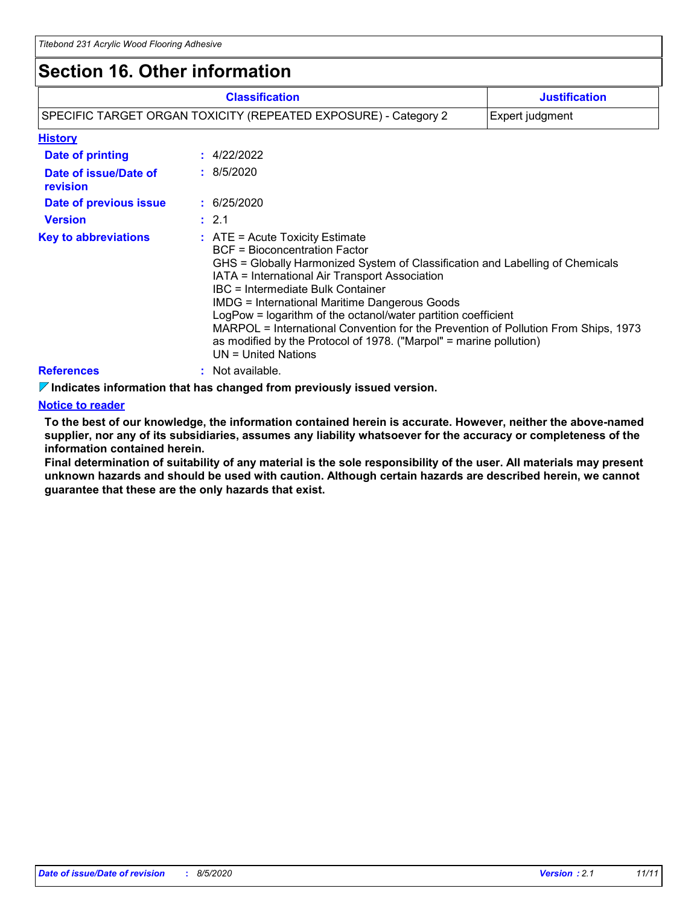# Section 16. Other information

| Classification | Justification |
| --- | --- |
| SPECIFIC TARGET ORGAN TOXICITY (REPEATED EXPOSURE) - Category 2 | Expert judgment |

**History**

**Date of printing** : 4/22/2022

**Date of issue/Date of revision** : 8/5/2020

**Date of previous issue** : 6/25/2020

**Version** : 2.1

**Key to abbreviations** : ATE = Acute Toxicity Estimate
BCF = Bioconcentration Factor
GHS = Globally Harmonized System of Classification and Labelling of Chemicals
IATA = International Air Transport Association
IBC = Intermediate Bulk Container
IMDG = International Maritime Dangerous Goods
LogPow = logarithm of the octanol/water partition coefficient
MARPOL = International Convention for the Prevention of Pollution From Ships, 1973 as modified by the Protocol of 1978. ("Marpol" = marine pollution)
UN = United Nations

**References** : Not available.

**Indicates information that has changed from previously issued version.**

**Notice to reader**

**To the best of our knowledge, the information contained herein is accurate. However, neither the above-named supplier, nor any of its subsidiaries, assumes any liability whatsoever for the accuracy or completeness of the information contained herein.**

**Final determination of suitability of any material is the sole responsibility of the user. All materials may present unknown hazards and should be used with caution. Although certain hazards are described herein, we cannot guarantee that these are the only hazards that exist.**